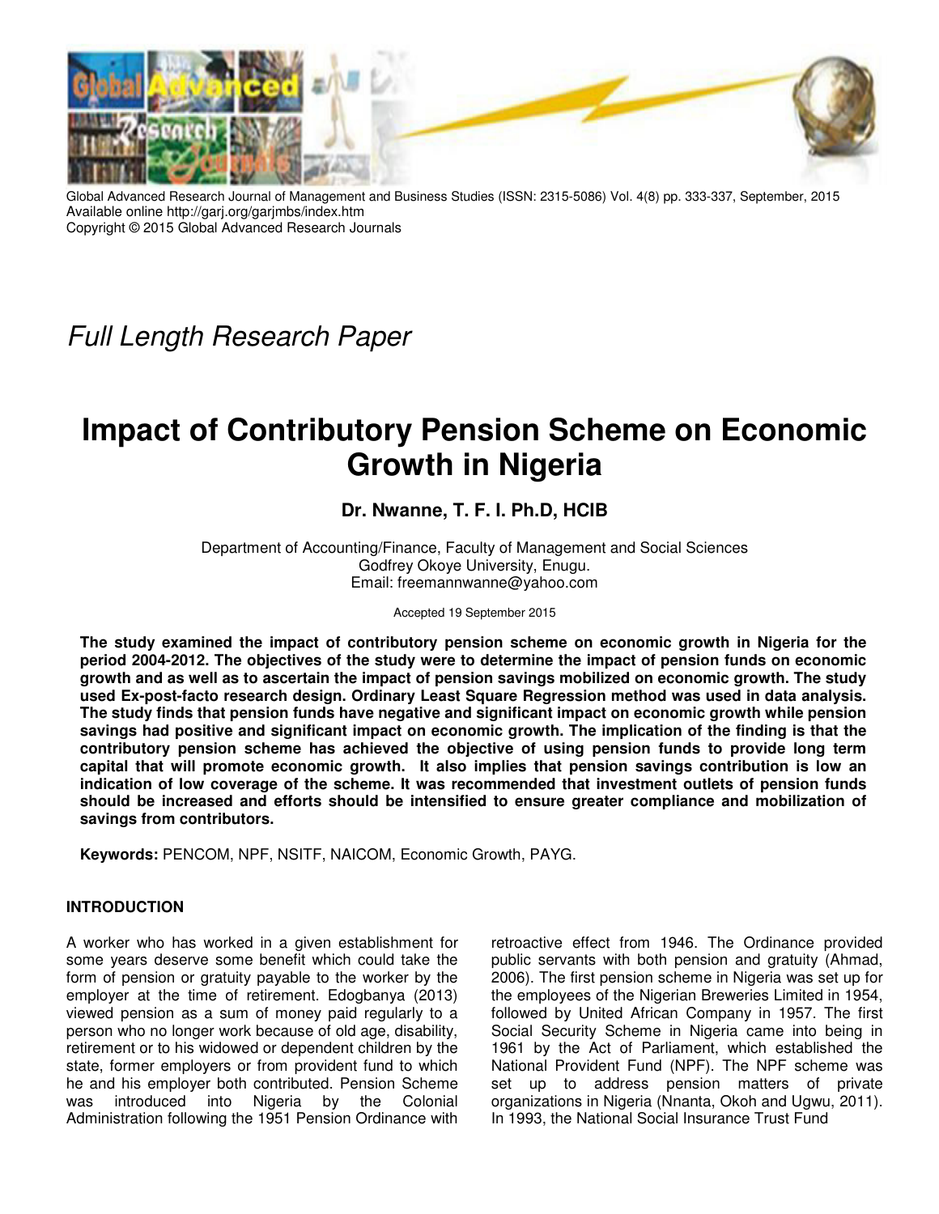# Full Length Research Paper

# Impact of Contributory Pension Scheme on Economic Growth in Nigeria

**Dr. Nwanne, T. F. I. Ph.D, HCIB**

Department of Accounting/Finance, Faculty of Management and Social Sciences
Godfrey Okoye University, Enugu.
Email: freemannwanne@yahoo.com

Accepted 19 September 2015

**The study examined the impact of contributory pension scheme on economic growth in Nigeria for the period 2004-2012. The objectives of the study were to determine the impact of pension funds on economic growth and as well as to ascertain the impact of pension savings mobilized on economic growth. The study used Ex-post-facto research design. Ordinary Least Square Regression method was used in data analysis. The study finds that pension funds have negative and significant impact on economic growth while pension savings had positive and significant impact on economic growth. The implication of the finding is that the contributory pension scheme has achieved the objective of using pension funds to provide long term capital that will promote economic growth. It also implies that pension savings contribution is low an indication of low coverage of the scheme. It was recommended that investment outlets of pension funds should be increased and efforts should be intensified to ensure greater compliance and mobilization of savings from contributors.**

**Keywords:** PENCOM, NPF, NSITF, NAICOM, Economic Growth, PAYG.

## INTRODUCTION

A worker who has worked in a given establishment for some years deserve some benefit which could take the form of pension or gratuity payable to the worker by the employer at the time of retirement. Edogbanya (2013) viewed pension as a sum of money paid regularly to a person who no longer work because of old age, disability, retirement or to his widowed or dependent children by the state, former employers or from provident fund to which he and his employer both contributed. Pension Scheme was introduced into Nigeria by the Colonial Administration following the 1951 Pension Ordinance with retroactive effect from 1946. The Ordinance provided public servants with both pension and gratuity (Ahmad, 2006). The first pension scheme in Nigeria was set up for the employees of the Nigerian Breweries Limited in 1954, followed by United African Company in 1957. The first Social Security Scheme in Nigeria came into being in 1961 by the Act of Parliament, which established the National Provident Fund (NPF). The NPF scheme was set up to address pension matters of private organizations in Nigeria (Nnanta, Okoh and Ugwu, 2011). In 1993, the National Social Insurance Trust Fund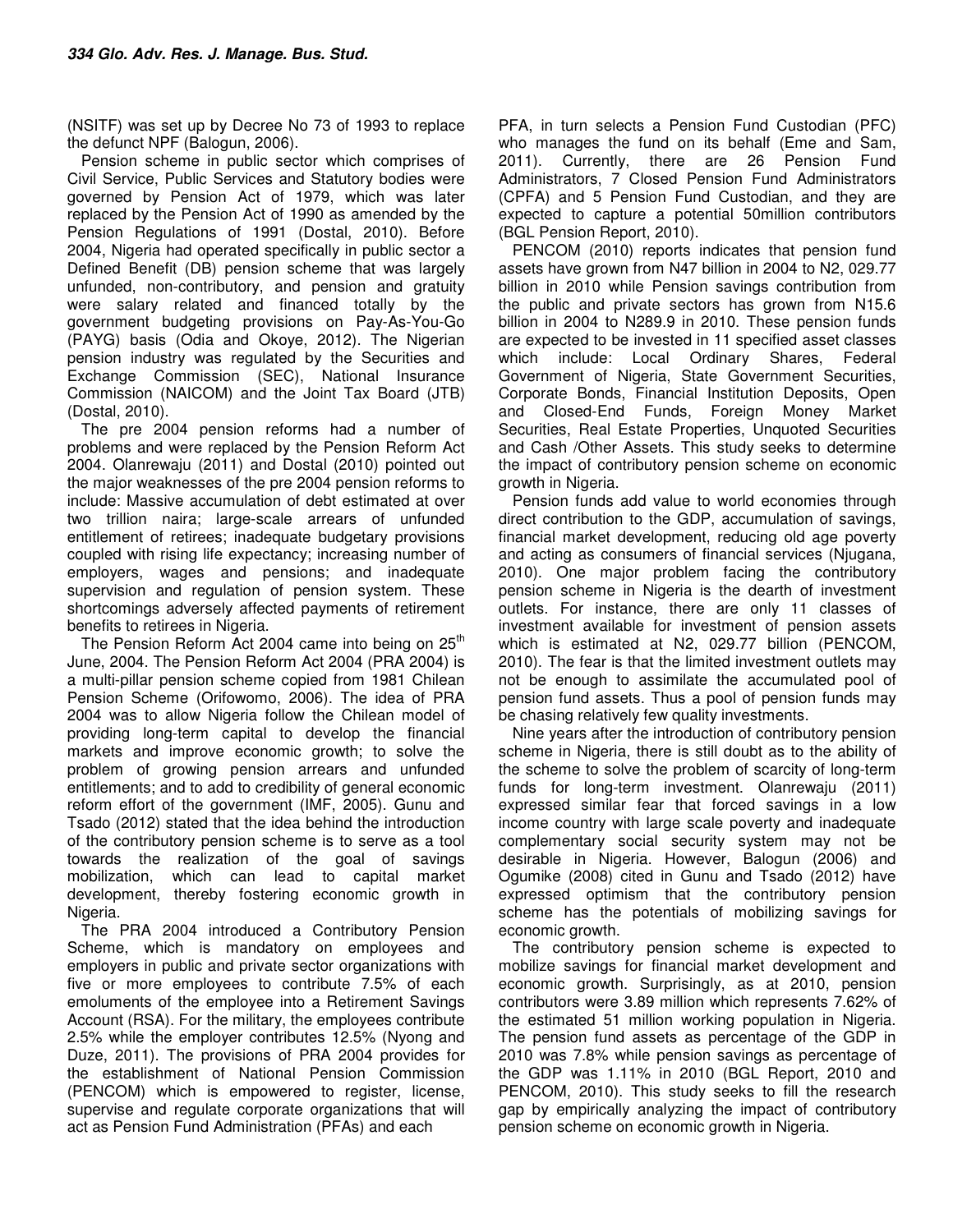(NSITF) was set up by Decree No 73 of 1993 to replace the defunct NPF (Balogun, 2006).

Pension scheme in public sector which comprises of Civil Service, Public Services and Statutory bodies were governed by Pension Act of 1979, which was later replaced by the Pension Act of 1990 as amended by the Pension Regulations of 1991 (Dostal, 2010). Before 2004, Nigeria had operated specifically in public sector a Defined Benefit (DB) pension scheme that was largely unfunded, non-contributory, and pension and gratuity were salary related and financed totally by the government budgeting provisions on Pay-As-You-Go (PAYG) basis (Odia and Okoye, 2012). The Nigerian pension industry was regulated by the Securities and Exchange Commission (SEC), National Insurance Commission (NAICOM) and the Joint Tax Board (JTB) (Dostal, 2010).

The pre 2004 pension reforms had a number of problems and were replaced by the Pension Reform Act 2004. Olanrewaju (2011) and Dostal (2010) pointed out the major weaknesses of the pre 2004 pension reforms to include: Massive accumulation of debt estimated at over two trillion naira; large-scale arrears of unfunded entitlement of retirees; inadequate budgetary provisions coupled with rising life expectancy; increasing number of employers, wages and pensions; and inadequate supervision and regulation of pension system. These shortcomings adversely affected payments of retirement benefits to retirees in Nigeria.

The Pension Reform Act 2004 came into being on 25th June, 2004. The Pension Reform Act 2004 (PRA 2004) is a multi-pillar pension scheme copied from 1981 Chilean Pension Scheme (Orifowomo, 2006). The idea of PRA 2004 was to allow Nigeria follow the Chilean model of providing long-term capital to develop the financial markets and improve economic growth; to solve the problem of growing pension arrears and unfunded entitlements; and to add to credibility of general economic reform effort of the government (IMF, 2005). Gunu and Tsado (2012) stated that the idea behind the introduction of the contributory pension scheme is to serve as a tool towards the realization of the goal of savings mobilization, which can lead to capital market development, thereby fostering economic growth in Nigeria.

The PRA 2004 introduced a Contributory Pension Scheme, which is mandatory on employees and employers in public and private sector organizations with five or more employees to contribute 7.5% of each emoluments of the employee into a Retirement Savings Account (RSA). For the military, the employees contribute 2.5% while the employer contributes 12.5% (Nyong and Duze, 2011). The provisions of PRA 2004 provides for the establishment of National Pension Commission (PENCOM) which is empowered to register, license, supervise and regulate corporate organizations that will act as Pension Fund Administration (PFAs) and each PFA, in turn selects a Pension Fund Custodian (PFC) who manages the fund on its behalf (Eme and Sam, 2011). Currently, there are 26 Pension Fund Administrators, 7 Closed Pension Fund Administrators (CPFA) and 5 Pension Fund Custodian, and they are expected to capture a potential 50million contributors (BGL Pension Report, 2010).

PENCOM (2010) reports indicates that pension fund assets have grown from N47 billion in 2004 to N2, 029.77 billion in 2010 while Pension savings contribution from the public and private sectors has grown from N15.6 billion in 2004 to N289.9 in 2010. These pension funds are expected to be invested in 11 specified asset classes which include: Local Ordinary Shares, Federal Government of Nigeria, State Government Securities, Corporate Bonds, Financial Institution Deposits, Open and Closed-End Funds, Foreign Money Market Securities, Real Estate Properties, Unquoted Securities and Cash /Other Assets. This study seeks to determine the impact of contributory pension scheme on economic growth in Nigeria.

Pension funds add value to world economies through direct contribution to the GDP, accumulation of savings, financial market development, reducing old age poverty and acting as consumers of financial services (Njugana, 2010). One major problem facing the contributory pension scheme in Nigeria is the dearth of investment outlets. For instance, there are only 11 classes of investment available for investment of pension assets which is estimated at N2, 029.77 billion (PENCOM, 2010). The fear is that the limited investment outlets may not be enough to assimilate the accumulated pool of pension fund assets. Thus a pool of pension funds may be chasing relatively few quality investments.

Nine years after the introduction of contributory pension scheme in Nigeria, there is still doubt as to the ability of the scheme to solve the problem of scarcity of long-term funds for long-term investment. Olanrewaju (2011) expressed similar fear that forced savings in a low income country with large scale poverty and inadequate complementary social security system may not be desirable in Nigeria. However, Balogun (2006) and Ogumike (2008) cited in Gunu and Tsado (2012) have expressed optimism that the contributory pension scheme has the potentials of mobilizing savings for economic growth.

The contributory pension scheme is expected to mobilize savings for financial market development and economic growth. Surprisingly, as at 2010, pension contributors were 3.89 million which represents 7.62% of the estimated 51 million working population in Nigeria. The pension fund assets as percentage of the GDP in 2010 was 7.8% while pension savings as percentage of the GDP was 1.11% in 2010 (BGL Report, 2010 and PENCOM, 2010). This study seeks to fill the research gap by empirically analyzing the impact of contributory pension scheme on economic growth in Nigeria.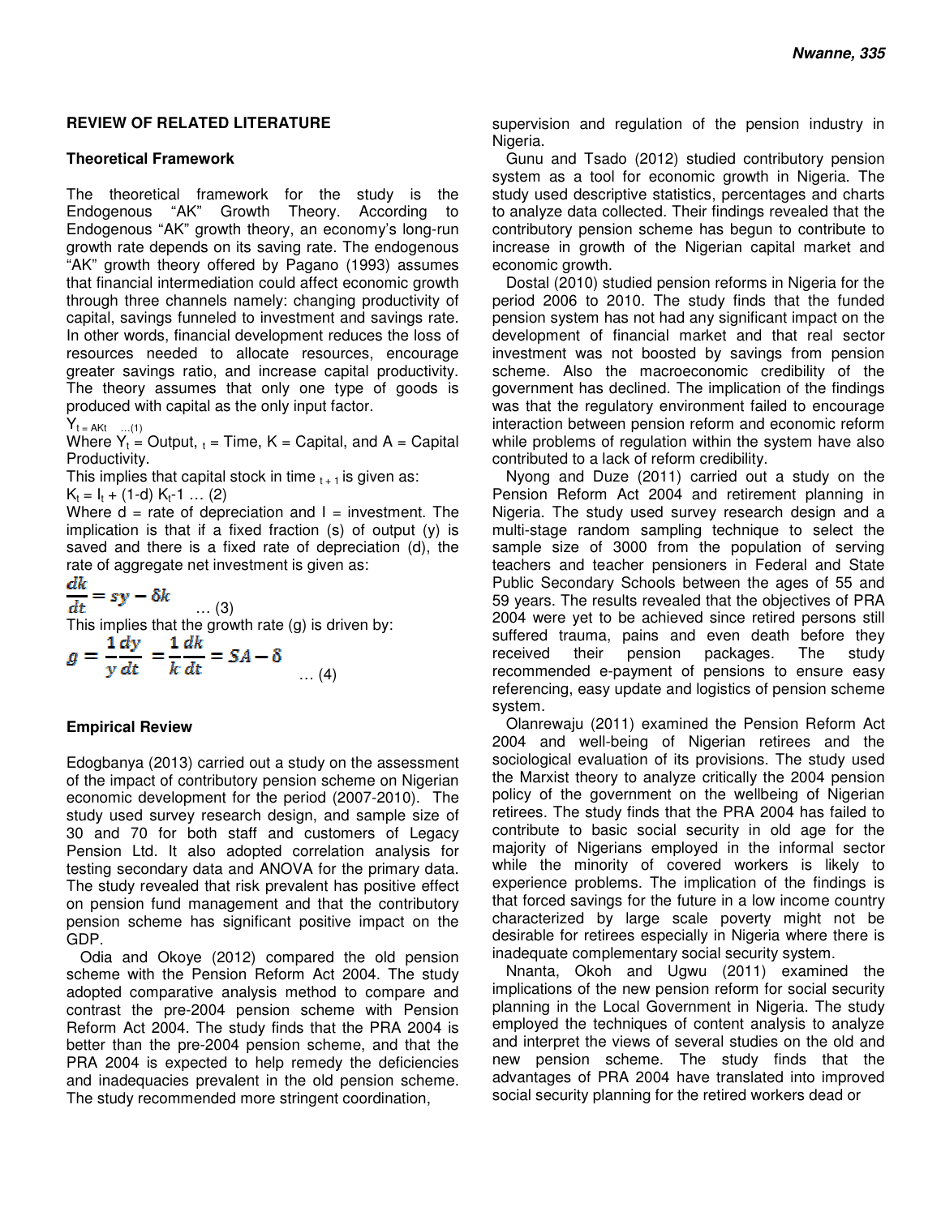## REVIEW OF RELATED LITERATURE

### Theoretical Framework

The theoretical framework for the study is the Endogenous "AK" Growth Theory. According to Endogenous "AK" growth theory, an economy's long-run growth rate depends on its saving rate. The endogenous "AK" growth theory offered by Pagano (1993) assumes that financial intermediation could affect economic growth through three channels namely: changing productivity of capital, savings funneled to investment and savings rate. In other words, financial development reduces the loss of resources needed to allocate resources, encourage greater savings ratio, and increase capital productivity. The theory assumes that only one type of goods is produced with capital as the only input factor.

$Y_{t = AKt}$ …(1)

Where $Y_t$ = Output, $_t$ = Time, K = Capital, and A = Capital Productivity.

This implies that capital stock in time $_{t+1}$ is given as:

$K_t = I_t + (1\text{-}d)\ K_t\text{-}1$ … (2)

Where d = rate of depreciation and I = investment. The implication is that if a fixed fraction (s) of output (y) is saved and there is a fixed rate of depreciation (d), the rate of aggregate net investment is given as:

$$\frac{dk}{dt} = sy - \delta k \quad \text{… (3)}$$

This implies that the growth rate (g) is driven by:

$$g = \frac{1}{y}\frac{dy}{dt} = \frac{1}{k}\frac{dk}{dt} = SA - \delta \quad \text{… (4)}$$

### Empirical Review

Edogbanya (2013) carried out a study on the assessment of the impact of contributory pension scheme on Nigerian economic development for the period (2007-2010). The study used survey research design, and sample size of 30 and 70 for both staff and customers of Legacy Pension Ltd. It also adopted correlation analysis for testing secondary data and ANOVA for the primary data. The study revealed that risk prevalent has positive effect on pension fund management and that the contributory pension scheme has significant positive impact on the GDP.

Odia and Okoye (2012) compared the old pension scheme with the Pension Reform Act 2004. The study adopted comparative analysis method to compare and contrast the pre-2004 pension scheme with Pension Reform Act 2004. The study finds that the PRA 2004 is better than the pre-2004 pension scheme, and that the PRA 2004 is expected to help remedy the deficiencies and inadequacies prevalent in the old pension scheme. The study recommended more stringent coordination, supervision and regulation of the pension industry in Nigeria.

Gunu and Tsado (2012) studied contributory pension system as a tool for economic growth in Nigeria. The study used descriptive statistics, percentages and charts to analyze data collected. Their findings revealed that the contributory pension scheme has begun to contribute to increase in growth of the Nigerian capital market and economic growth.

Dostal (2010) studied pension reforms in Nigeria for the period 2006 to 2010. The study finds that the funded pension system has not had any significant impact on the development of financial market and that real sector investment was not boosted by savings from pension scheme. Also the macroeconomic credibility of the government has declined. The implication of the findings was that the regulatory environment failed to encourage interaction between pension reform and economic reform while problems of regulation within the system have also contributed to a lack of reform credibility.

Nyong and Duze (2011) carried out a study on the Pension Reform Act 2004 and retirement planning in Nigeria. The study used survey research design and a multi-stage random sampling technique to select the sample size of 3000 from the population of serving teachers and teacher pensioners in Federal and State Public Secondary Schools between the ages of 55 and 59 years. The results revealed that the objectives of PRA 2004 were yet to be achieved since retired persons still suffered trauma, pains and even death before they received their pension packages. The study recommended e-payment of pensions to ensure easy referencing, easy update and logistics of pension scheme system.

Olanrewaju (2011) examined the Pension Reform Act 2004 and well-being of Nigerian retirees and the sociological evaluation of its provisions. The study used the Marxist theory to analyze critically the 2004 pension policy of the government on the wellbeing of Nigerian retirees. The study finds that the PRA 2004 has failed to contribute to basic social security in old age for the majority of Nigerians employed in the informal sector while the minority of covered workers is likely to experience problems. The implication of the findings is that forced savings for the future in a low income country characterized by large scale poverty might not be desirable for retirees especially in Nigeria where there is inadequate complementary social security system.

Nnanta, Okoh and Ugwu (2011) examined the implications of the new pension reform for social security planning in the Local Government in Nigeria. The study employed the techniques of content analysis to analyze and interpret the views of several studies on the old and new pension scheme. The study finds that the advantages of PRA 2004 have translated into improved social security planning for the retired workers dead or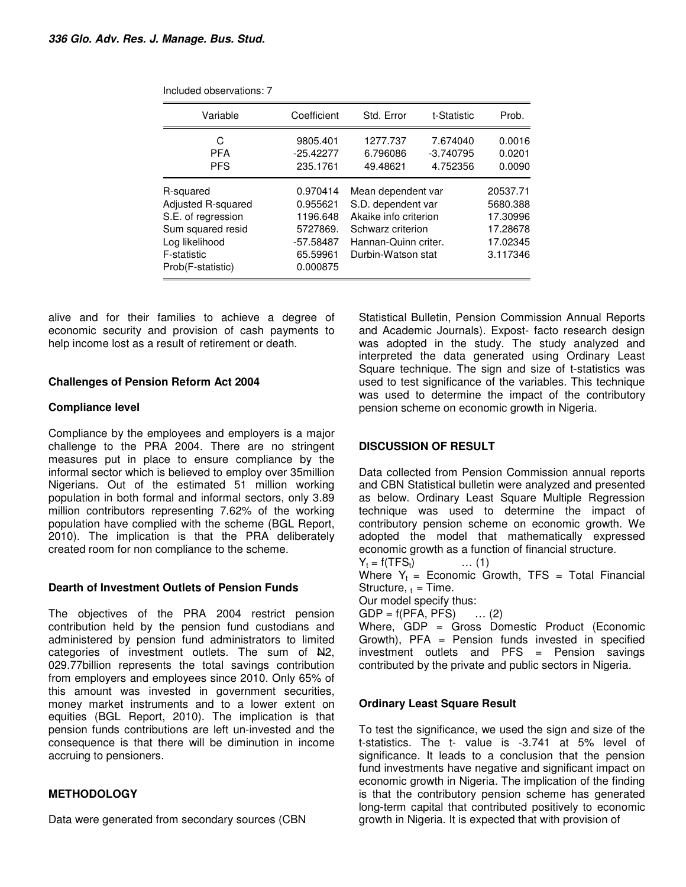Included observations: 7

| Variable | Coefficient | Std. Error | t-Statistic | Prob. |
|---|---|---|---|---|
| C | 9805.401 | 1277.737 | 7.674040 | 0.0016 |
| PFA | -25.42277 | 6.796086 | -3.740795 | 0.0201 |
| PFS | 235.1761 | 49.48621 | 4.752356 | 0.0090 |

| | | | |
|---|---|---|---|
| R-squared | 0.970414 | Mean dependent var | 20537.71 |
| Adjusted R-squared | 0.955621 | S.D. dependent var | 5680.388 |
| S.E. of regression | 1196.648 | Akaike info criterion | 17.30996 |
| Sum squared resid | 5727869. | Schwarz criterion | 17.28678 |
| Log likelihood | -57.58487 | Hannan-Quinn criter. | 17.02345 |
| F-statistic | 65.59961 | Durbin-Watson stat | 3.117346 |
| Prob(F-statistic) | 0.000875 | | |

alive and for their families to achieve a degree of economic security and provision of cash payments to help income lost as a result of retirement or death.

### Challenges of Pension Reform Act 2004

#### Compliance level

Compliance by the employees and employers is a major challenge to the PRA 2004. There are no stringent measures put in place to ensure compliance by the informal sector which is believed to employ over 35million Nigerians. Out of the estimated 51 million working population in both formal and informal sectors, only 3.89 million contributors representing 7.62% of the working population have complied with the scheme (BGL Report, 2010). The implication is that the PRA deliberately created room for non compliance to the scheme.

#### Dearth of Investment Outlets of Pension Funds

The objectives of the PRA 2004 restrict pension contribution held by the pension fund custodians and administered by pension fund administrators to limited categories of investment outlets. The sum of ₦2, 029.77billion represents the total savings contribution from employers and employees since 2010. Only 65% of this amount was invested in government securities, money market instruments and to a lower extent on equities (BGL Report, 2010). The implication is that pension funds contributions are left un-invested and the consequence is that there will be diminution in income accruing to pensioners.

## METHODOLOGY

Data were generated from secondary sources (CBN Statistical Bulletin, Pension Commission Annual Reports and Academic Journals). Expost- facto research design was adopted in the study. The study analyzed and interpreted the data generated using Ordinary Least Square technique. The sign and size of t-statistics was used to test significance of the variables. This technique was used to determine the impact of the contributory pension scheme on economic growth in Nigeria.

## DISCUSSION OF RESULT

Data collected from Pension Commission annual reports and CBN Statistical bulletin were analyzed and presented as below. Ordinary Least Square Multiple Regression technique was used to determine the impact of contributory pension scheme on economic growth. We adopted the model that mathematically expressed economic growth as a function of financial structure.

$Y_t = f(TFS_t)$ … (1)

Where $Y_t$ = Economic Growth, TFS = Total Financial Structure, $_t$ = Time.

Our model specify thus:

$GDP = f(PFA, PFS)$ … (2)

Where, GDP = Gross Domestic Product (Economic Growth), PFA = Pension funds invested in specified investment outlets and PFS = Pension savings contributed by the private and public sectors in Nigeria.

### Ordinary Least Square Result

To test the significance, we used the sign and size of the t-statistics. The t- value is -3.741 at 5% level of significance. It leads to a conclusion that the pension fund investments have negative and significant impact on economic growth in Nigeria. The implication of the finding is that the contributory pension scheme has generated long-term capital that contributed positively to economic growth in Nigeria. It is expected that with provision of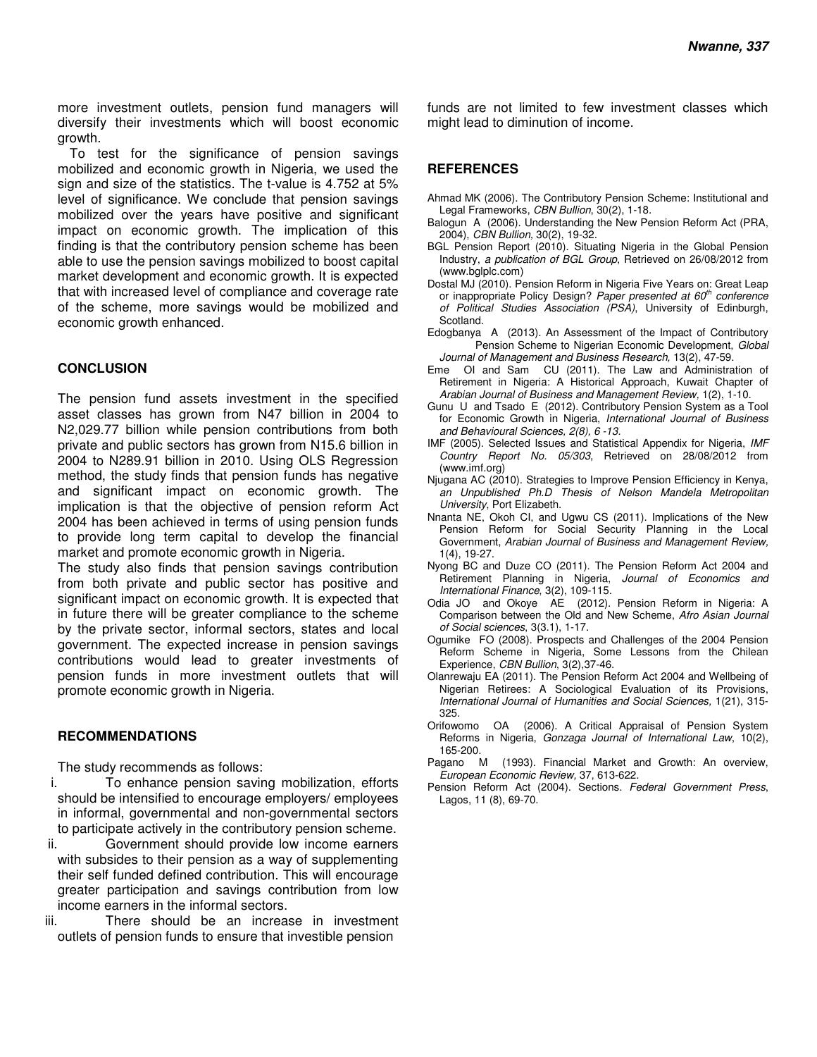more investment outlets, pension fund managers will diversify their investments which will boost economic growth.

To test for the significance of pension savings mobilized and economic growth in Nigeria, we used the sign and size of the statistics. The t-value is 4.752 at 5% level of significance. We conclude that pension savings mobilized over the years have positive and significant impact on economic growth. The implication of this finding is that the contributory pension scheme has been able to use the pension savings mobilized to boost capital market development and economic growth. It is expected that with increased level of compliance and coverage rate of the scheme, more savings would be mobilized and economic growth enhanced.

## CONCLUSION

The pension fund assets investment in the specified asset classes has grown from N47 billion in 2004 to N2,029.77 billion while pension contributions from both private and public sectors has grown from N15.6 billion in 2004 to N289.91 billion in 2010. Using OLS Regression method, the study finds that pension funds has negative and significant impact on economic growth. The implication is that the objective of pension reform Act 2004 has been achieved in terms of using pension funds to provide long term capital to develop the financial market and promote economic growth in Nigeria.

The study also finds that pension savings contribution from both private and public sector has positive and significant impact on economic growth. It is expected that in future there will be greater compliance to the scheme by the private sector, informal sectors, states and local government. The expected increase in pension savings contributions would lead to greater investments of pension funds in more investment outlets that will promote economic growth in Nigeria.

## RECOMMENDATIONS

The study recommends as follows:

i. To enhance pension saving mobilization, efforts should be intensified to encourage employers/ employees in informal, governmental and non-governmental sectors to participate actively in the contributory pension scheme.

ii. Government should provide low income earners with subsides to their pension as a way of supplementing their self funded defined contribution. This will encourage greater participation and savings contribution from low income earners in the informal sectors.

iii. There should be an increase in investment outlets of pension funds to ensure that investible pension funds are not limited to few investment classes which might lead to diminution of income.

## REFERENCES

Ahmad MK (2006). The Contributory Pension Scheme: Institutional and Legal Frameworks, *CBN Bullion*, 30(2), 1-18.

Balogun A (2006). Understanding the New Pension Reform Act (PRA, 2004), *CBN Bullion*, 30(2), 19-32.

BGL Pension Report (2010). Situating Nigeria in the Global Pension Industry, *a publication of BGL Group*, Retrieved on 26/08/2012 from (www.bglplc.com)

Dostal MJ (2010). Pension Reform in Nigeria Five Years on: Great Leap or inappropriate Policy Design? *Paper presented at 60th conference of Political Studies Association (PSA)*, University of Edinburgh, Scotland.

Edogbanya A (2013). An Assessment of the Impact of Contributory Pension Scheme to Nigerian Economic Development, *Global Journal of Management and Business Research,* 13(2), 47-59.

Eme OI and Sam CU (2011). The Law and Administration of Retirement in Nigeria: A Historical Approach, Kuwait Chapter of *Arabian Journal of Business and Management Review,* 1(2), 1-10.

Gunu U and Tsado E (2012). Contributory Pension System as a Tool for Economic Growth in Nigeria, *International Journal of Business and Behavioural Sciences, 2(8), 6 -13*.

IMF (2005). Selected Issues and Statistical Appendix for Nigeria, *IMF Country Report No. 05/303*, Retrieved on 28/08/2012 from (www.imf.org)

Njugana AC (2010). Strategies to Improve Pension Efficiency in Kenya, *an Unpublished Ph.D Thesis of Nelson Mandela Metropolitan University*, Port Elizabeth.

Nnanta NE, Okoh CI, and Ugwu CS (2011). Implications of the New Pension Reform for Social Security Planning in the Local Government, *Arabian Journal of Business and Management Review,* 1(4), 19-27.

Nyong BC and Duze CO (2011). The Pension Reform Act 2004 and Retirement Planning in Nigeria, *Journal of Economics and International Finance*, 3(2), 109-115.

Odia JO and Okoye AE (2012). Pension Reform in Nigeria: A Comparison between the Old and New Scheme, *Afro Asian Journal of Social sciences*, 3(3.1), 1-17.

Ogumike FO (2008). Prospects and Challenges of the 2004 Pension Reform Scheme in Nigeria, Some Lessons from the Chilean Experience, *CBN Bullion*, 3(2),37-46.

Olanrewaju EA (2011). The Pension Reform Act 2004 and Wellbeing of Nigerian Retirees: A Sociological Evaluation of its Provisions, *International Journal of Humanities and Social Sciences,* 1(21), 315-325.

Orifowomo OA (2006). A Critical Appraisal of Pension System Reforms in Nigeria, *Gonzaga Journal of International Law*, 10(2), 165-200.

Pagano M (1993). Financial Market and Growth: An overview, *European Economic Review,* 37, 613-622.

Pension Reform Act (2004). Sections. *Federal Government Press*, Lagos, 11 (8), 69-70.